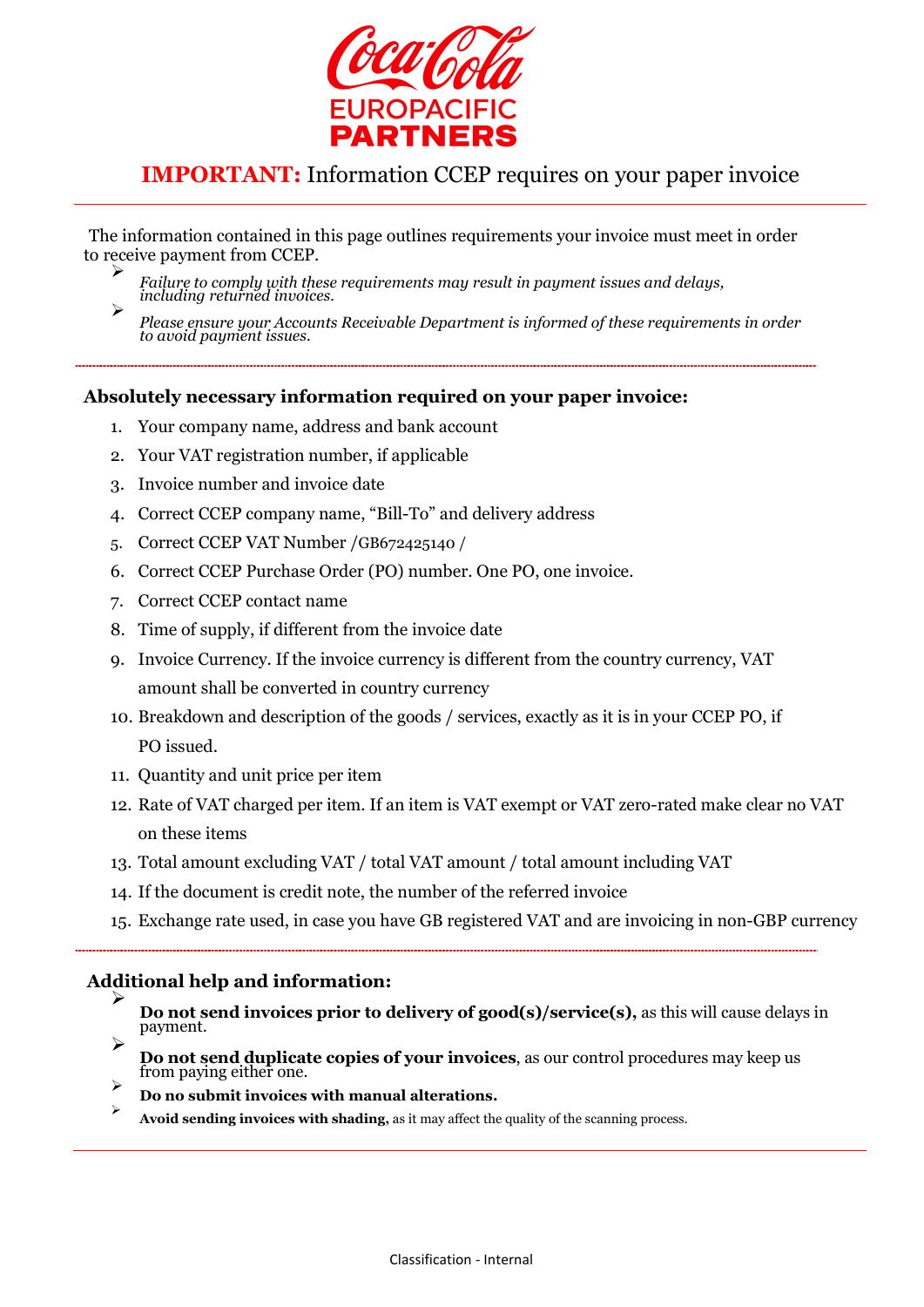Coca-Cola EUROPACIFIC PARTNERS

# **IMPORTANT:** Information CCEP requires on your paper invoice

The information contained in this page outlines requirements your invoice must meet in order to receive payment from CCEP.

- *Failure to comply with these requirements may result in payment issues and delays, including returned invoices.*
- *Please ensure your Accounts Receivable Department is informed of these requirements in order to avoid payment issues.*

---

## Absolutely necessary information required on your paper invoice:

1. Your company name, address and bank account
2. Your VAT registration number, if applicable
3. Invoice number and invoice date
4. Correct CCEP company name, "Bill-To" and delivery address
5. Correct CCEP VAT Number /GB672425140 /
6. Correct CCEP Purchase Order (PO) number. One PO, one invoice.
7. Correct CCEP contact name
8. Time of supply, if different from the invoice date
9. Invoice Currency. If the invoice currency is different from the country currency, VAT amount shall be converted in country currency
10. Breakdown and description of the goods / services, exactly as it is in your CCEP PO, if PO issued.
11. Quantity and unit price per item
12. Rate of VAT charged per item. If an item is VAT exempt or VAT zero-rated make clear no VAT on these items
13. Total amount excluding VAT / total VAT amount / total amount including VAT
14. If the document is credit note, the number of the referred invoice
15. Exchange rate used, in case you have GB registered VAT and are invoicing in non-GBP currency

---

## Additional help and information:

- **Do not send invoices prior to delivery of good(s)/service(s),** as this will cause delays in payment.
- **Do not send duplicate copies of your invoices**, as our control procedures may keep us from paying either one.
- **Do no submit invoices with manual alterations.**
- **Avoid sending invoices with shading,** as it may affect the quality of the scanning process.

Classification - Internal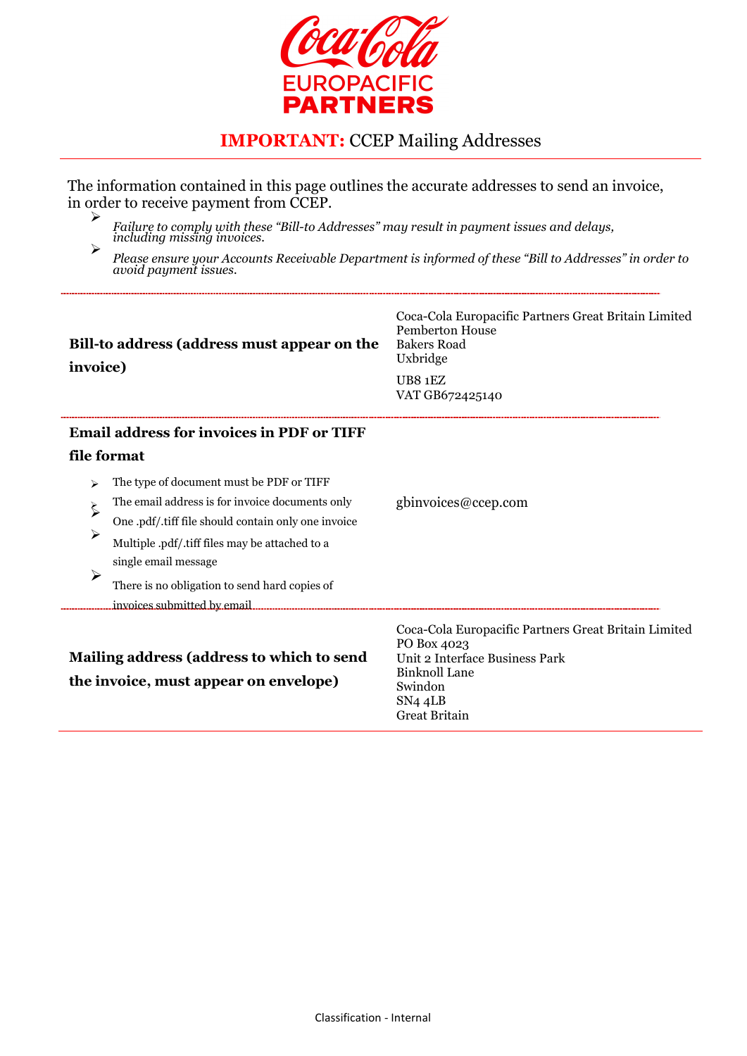# **IMPORTANT:** CCEP Mailing Addresses

The information contained in this page outlines the accurate addresses to send an invoice, in order to receive payment from CCEP.

- *Failure to comply with these "Bill-to Addresses" may result in payment issues and delays, including missing invoices.*
- *Please ensure your Accounts Receivable Department is informed of these "Bill to Addresses" in order to avoid payment issues.*

| | |
|---|---|
| **Bill-to address (address must appear on the invoice)** | Coca-Cola Europacific Partners Great Britain Limited<br>Pemberton House<br>Bakers Road<br>Uxbridge<br>UB8 1EZ<br>VAT GB672425140 |
| **Email address for invoices in PDF or TIFF file format**<br>- The type of document must be PDF or TIFF<br>- The email address is for invoice documents only<br>- One .pdf/.tiff file should contain only one invoice<br>- Multiple .pdf/.tiff files may be attached to a single email message<br>- There is no obligation to send hard copies of invoices submitted by email | gbinvoices@ccep.com |
| **Mailing address (address to which to send the invoice, must appear on envelope)** | Coca-Cola Europacific Partners Great Britain Limited<br>PO Box 4023<br>Unit 2 Interface Business Park<br>Binknoll Lane<br>Swindon<br>SN4 4LB<br>Great Britain |

Classification - Internal